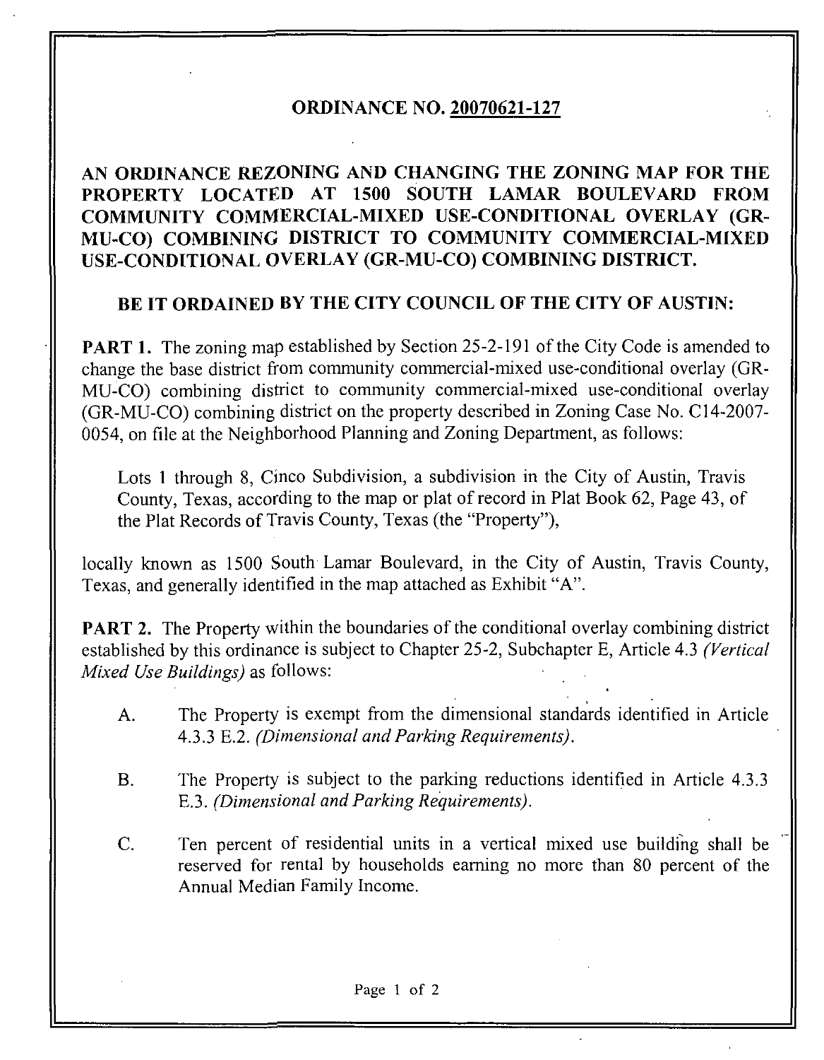# ORDINANCE NO. 20070621-127

## AN ORDINANCE REZONING AND CHANGING THE ZONING MAP FOR THE PROPERTY LOCATED AT 1500 SOUTH LAMAR BOULEVARD FROM COMMUNITY COMMERCIAL-MIXED USE-CONDITIONAL OVERLAY (GR-MU-CO) COMBINING DISTRICT TO COMMUNITY COMMERCIAL-MIXED USE-CONDITIONAL OVERLAY (GR-MU-CO) COMBINING DISTRICT.

### BE IT ORDAINED BY THE CITY COUNCIL OF THE CITY OF AUSTIN:

**PART 1.** The zoning map established by Section 25-2-191 of the City Code is amended to change the base district from community commercial-mixed use-conditional overlay (GR-MU-CO) combining district to community commercial-mixed use-conditional overlay (GR-MU-CO) combining district on the property described in Zoning Case No. C14-2007-0054, on file at the Neighborhood Planning and Zoning Department, as follows:

> Lots 1 through 8, Cinco Subdivision, a subdivision in the City of Austin, Travis County, Texas, according to the map or plat of record in Plat Book 62, Page 43, of the Plat Records of Travis County, Texas (the "Property"),

locally known as 1500 South Lamar Boulevard, in the City of Austin, Travis County, Texas, and generally identified in the map attached as Exhibit "A".

**PART 2.** The Property within the boundaries of the conditional overlay combining district established by this ordinance is subject to Chapter 25-2, Subchapter E, Article 4.3 *(Vertical Mixed Use Buildings)* as follows:

A. The Property is exempt from the dimensional standards identified in Article 4.3.3 E.2. *(Dimensional and Parking Requirements).*

B. The Property is subject to the parking reductions identified in Article 4.3.3 E.3. *(Dimensional and Parking Requirements).*

C. Ten percent of residential units in a vertical mixed use building shall be reserved for rental by households earning no more than 80 percent of the Annual Median Family Income.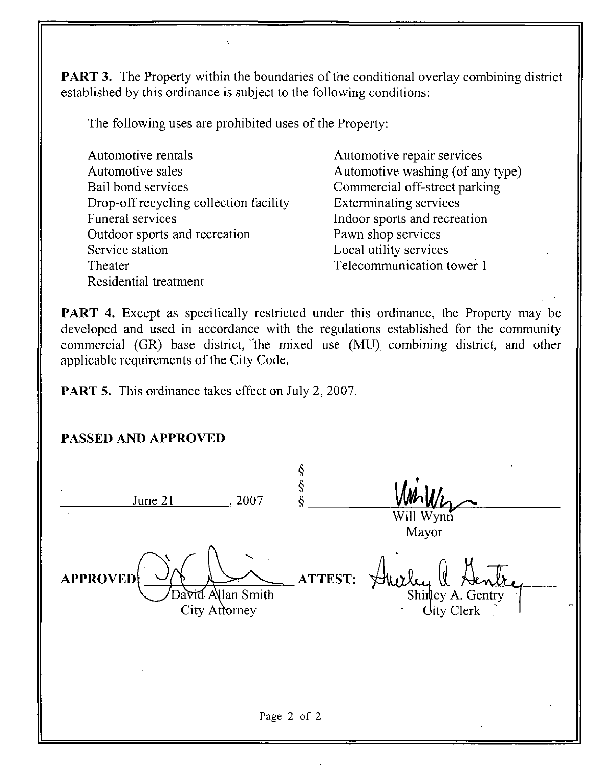**PART 3.** The Property within the boundaries of the conditional overlay combining district established by this ordinance is subject to the following conditions:

The following uses are prohibited uses of the Property:

| | |
|---|---|
| Automotive rentals | Automotive repair services |
| Automotive sales | Automotive washing (of any type) |
| Bail bond services | Commercial off-street parking |
| Drop-off recycling collection facility | Exterminating services |
| Funeral services | Indoor sports and recreation |
| Outdoor sports and recreation | Pawn shop services |
| Service station | Local utility services |
| Theater | Telecommunication tower 1 |
| Residential treatment | |

**PART 4.** Except as specifically restricted under this ordinance, the Property may be developed and used in accordance with the regulations established for the community commercial (GR) base district, the mixed use (MU) combining district, and other applicable requirements of the City Code.

**PART 5.** This ordinance takes effect on July 2, 2007.

**PASSED AND APPROVED**

June 21, 2007 § § §

Will Wynn
Mayor

**APPROVED:** David Allan Smith
City Attorney

**ATTEST:** Shirley A. Gentry
City Clerk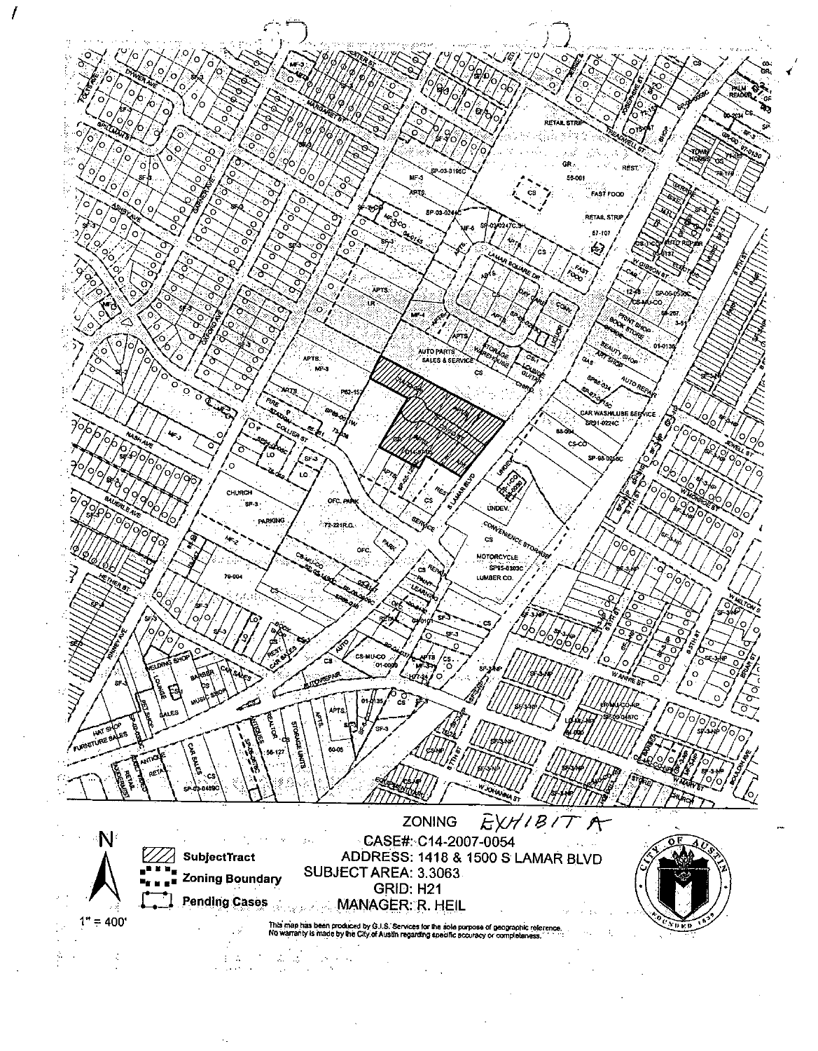ZONING EXHIBIT A

CASE#: C14-2007-0054
ADDRESS: 1418 & 1500 S LAMAR BLVD
SUBJECT AREA: 3.3063
GRID: H21
MANAGER: R. HEIL

SubjectTract
Zoning Boundary
Pending Cases

N
1" = 400'

This map has been produced by G.I.S. Services for the sole purpose of geographic reference. No warranty is made by the City of Austin regarding specific accuracy or completeness.